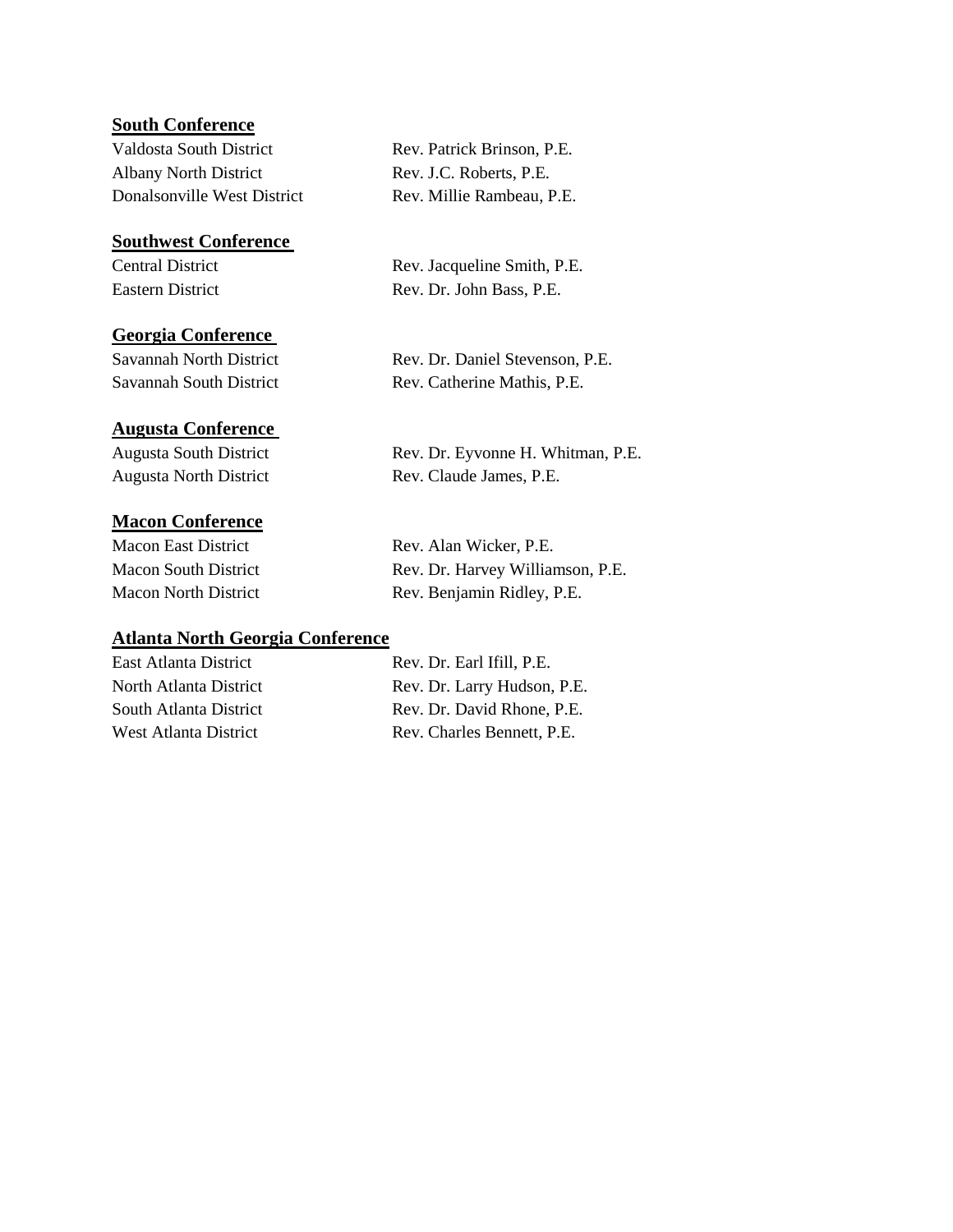**South Conference**

| | |
|---|---|
| Valdosta South District | Rev. Patrick Brinson, P.E. |
| Albany North District | Rev. J.C. Roberts, P.E. |
| Donalsonville West District | Rev. Millie Rambeau, P.E. |

**Southwest Conference**

| | |
|---|---|
| Central District | Rev. Jacqueline Smith, P.E. |
| Eastern District | Rev. Dr. John Bass, P.E. |

**Georgia Conference**

| | |
|---|---|
| Savannah North District | Rev. Dr. Daniel Stevenson, P.E. |
| Savannah South District | Rev. Catherine Mathis, P.E. |

**Augusta Conference**

| | |
|---|---|
| Augusta South District | Rev. Dr. Eyvonne H. Whitman, P.E. |
| Augusta North District | Rev. Claude James, P.E. |

**Macon Conference**

| | |
|---|---|
| Macon East District | Rev. Alan Wicker, P.E. |
| Macon South District | Rev. Dr. Harvey Williamson, P.E. |
| Macon North District | Rev. Benjamin Ridley, P.E. |

**Atlanta North Georgia Conference**

| | |
|---|---|
| East Atlanta District | Rev. Dr. Earl Ifill, P.E. |
| North Atlanta District | Rev. Dr. Larry Hudson, P.E. |
| South Atlanta District | Rev. Dr. David Rhone, P.E. |
| West Atlanta District | Rev. Charles Bennett, P.E. |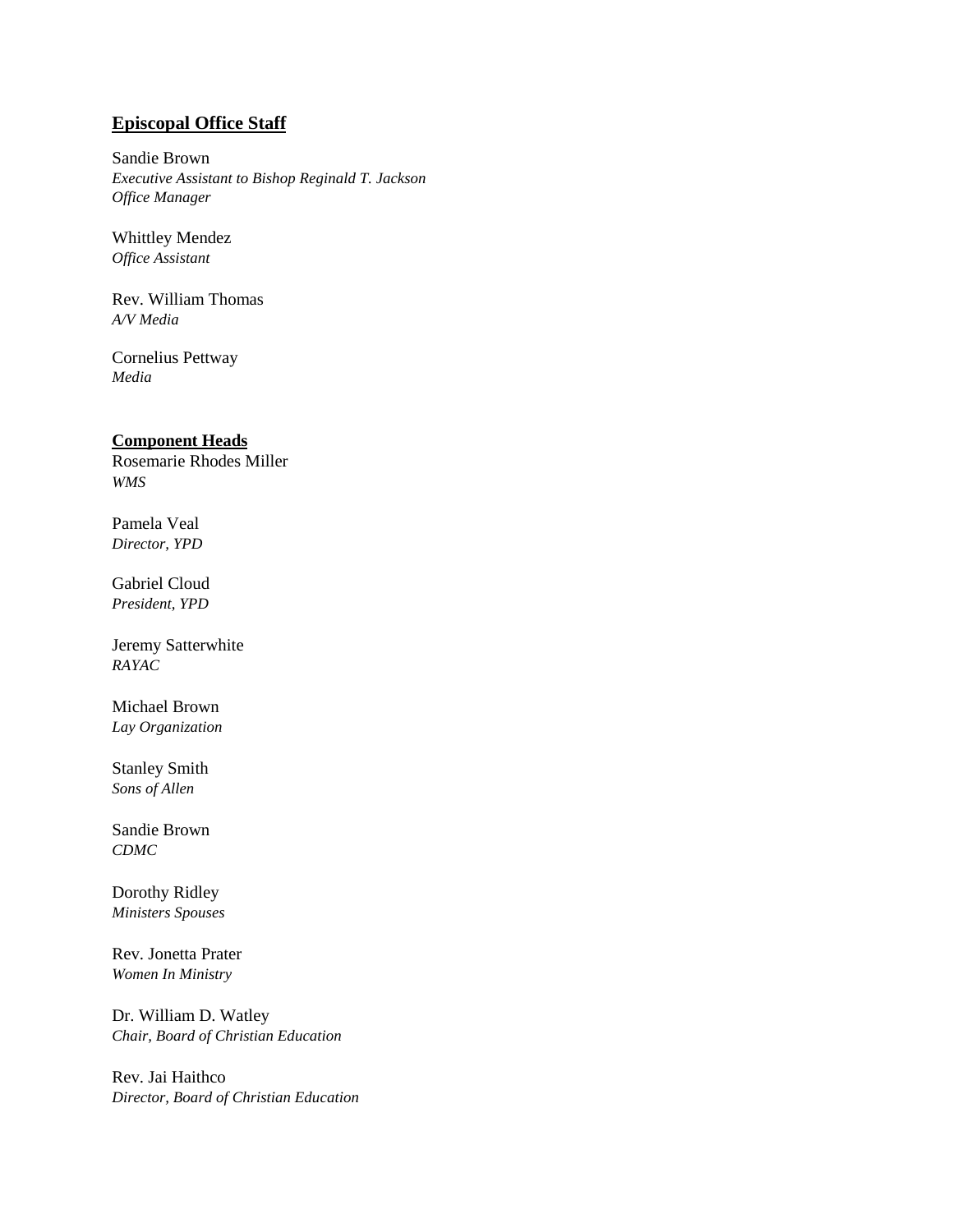**Episcopal Office Staff**

Sandie Brown
*Executive Assistant to Bishop Reginald T. Jackson*
*Office Manager*

Whittley Mendez
*Office Assistant*

Rev. William Thomas
*A/V Media*

Cornelius Pettway
*Media*

**Component Heads**

Rosemarie Rhodes Miller
*WMS*

Pamela Veal
*Director, YPD*

Gabriel Cloud
*President, YPD*

Jeremy Satterwhite
*RAYAC*

Michael Brown
*Lay Organization*

Stanley Smith
*Sons of Allen*

Sandie Brown
*CDMC*

Dorothy Ridley
*Ministers Spouses*

Rev. Jonetta Prater
*Women In Ministry*

Dr. William D. Watley
*Chair, Board of Christian Education*

Rev. Jai Haithco
*Director, Board of Christian Education*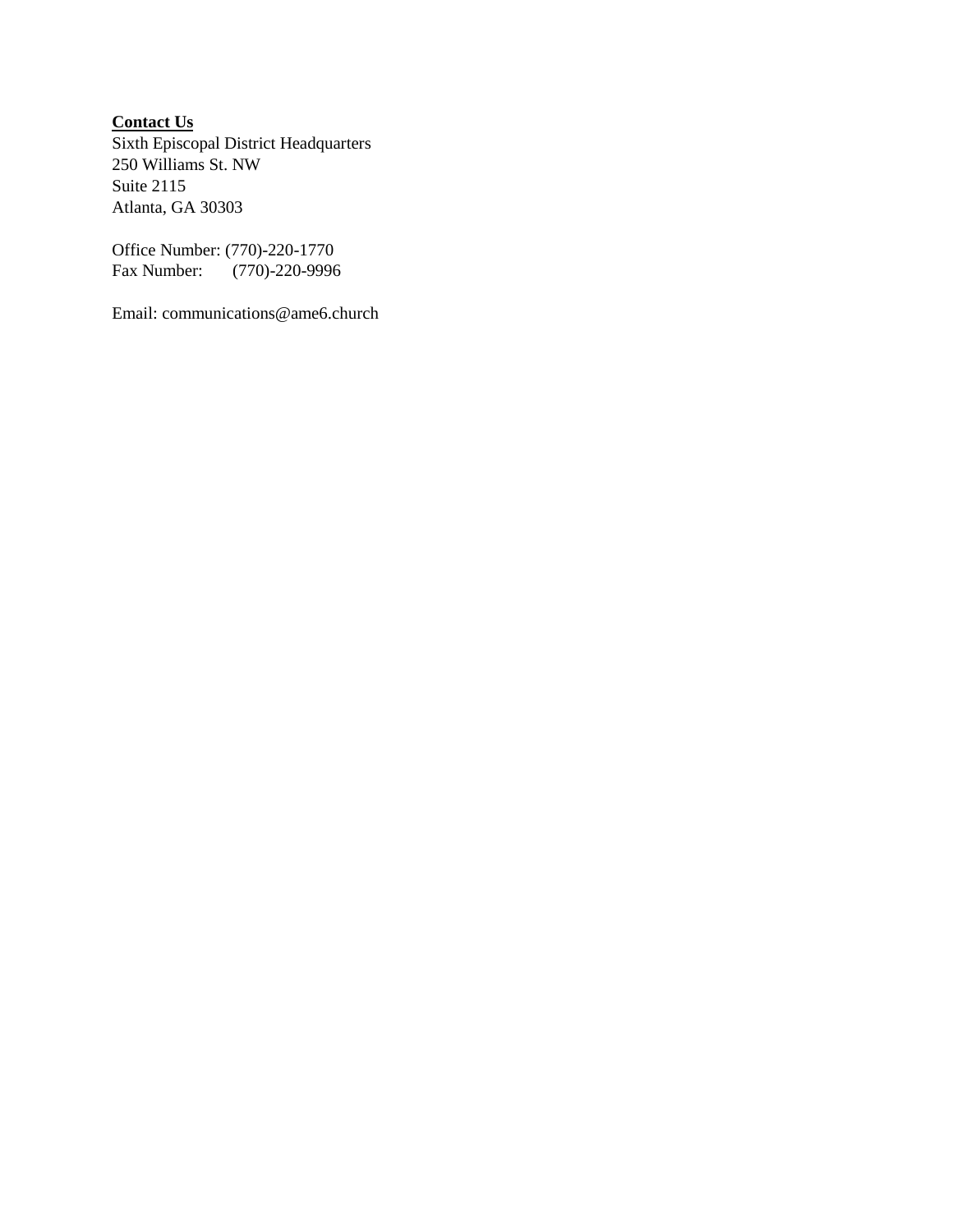**Contact Us**

Sixth Episcopal District Headquarters
250 Williams St. NW
Suite 2115
Atlanta, GA 30303

Office Number: (770)-220-1770
Fax Number: (770)-220-9996

Email: communications@ame6.church